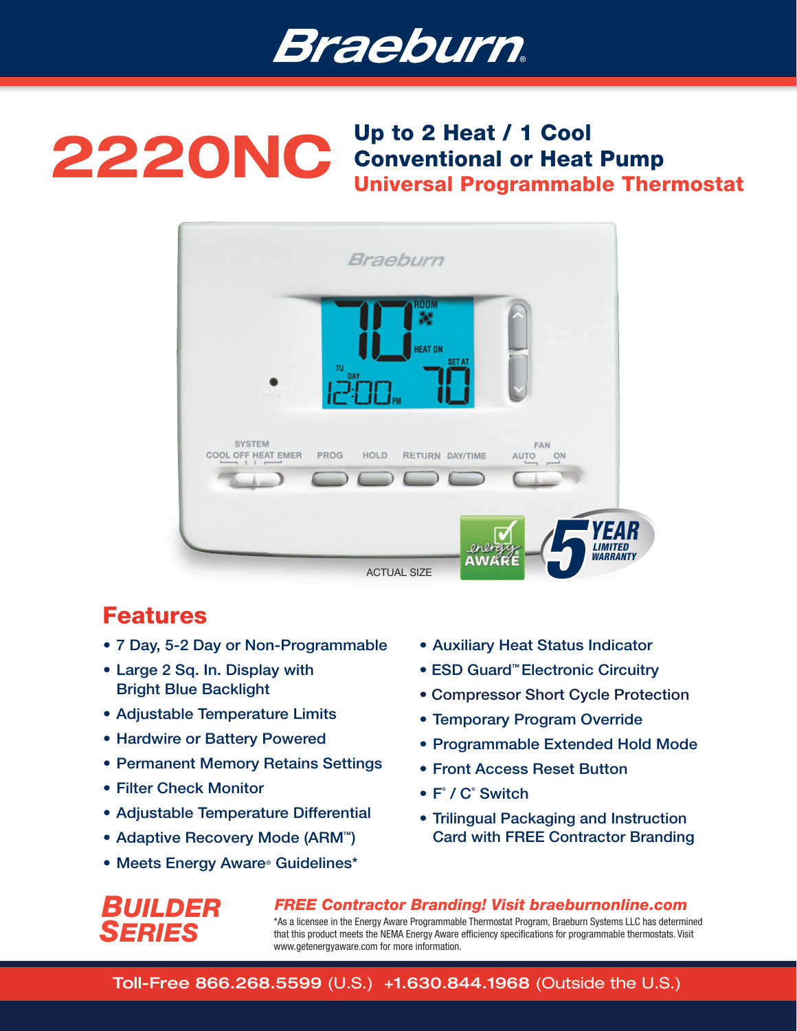# Braeburn®

# 2220NC

## Up to 2 Heat / 1 Cool Conventional or Heat Pump Universal Programmable Thermostat

ACTUAL SIZE

energy AWARE

5 YEAR LIMITED WARRANTY

## Features

- 7 Day, 5-2 Day or Non-Programmable
- Large 2 Sq. In. Display with Bright Blue Backlight
- Adjustable Temperature Limits
- Hardwire or Battery Powered
- Permanent Memory Retains Settings
- Filter Check Monitor
- Adjustable Temperature Differential
- Adaptive Recovery Mode (ARM™)
- Meets Energy Aware® Guidelines*
- Auxiliary Heat Status Indicator
- ESD Guard™ Electronic Circuitry
- Compressor Short Cycle Protection
- Temporary Program Override
- Programmable Extended Hold Mode
- Front Access Reset Button
- F° / C° Switch
- Trilingual Packaging and Instruction Card with FREE Contractor Branding

***BUILDER SERIES***

***FREE Contractor Branding! Visit braeburnonline.com***

*As a licensee in the Energy Aware Programmable Thermostat Program, Braeburn Systems LLC has determined that this product meets the NEMA Energy Aware efficiency specifications for programmable thermostats. Visit www.getenergyaware.com for more information.

**Toll-Free 866.268.5599** (U.S.) **+1.630.844.1968** (Outside the U.S.)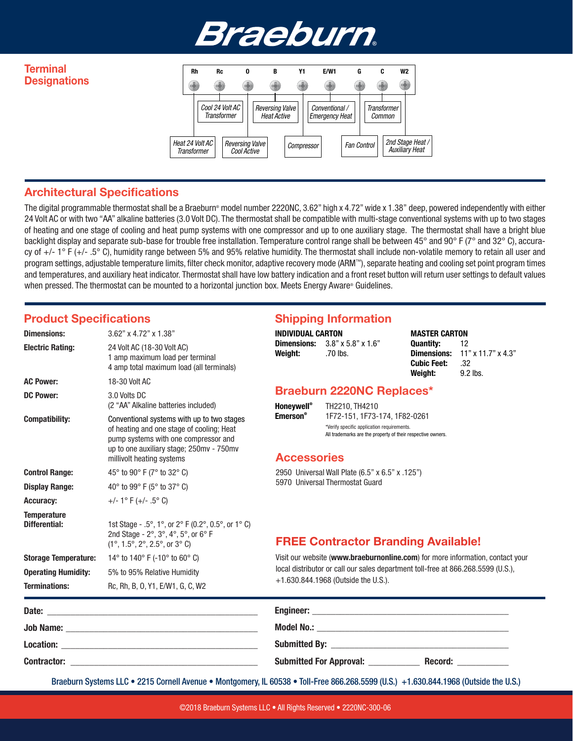# Braeburn

## Terminal Designations

Rh — Heat 24 Volt AC Transformer
Rc — Cool 24 Volt AC Transformer
O — Reversing Valve Cool Active
B — Reversing Valve Heat Active
Y1 — Compressor
E/W1 — Conventional / Emergency Heat
G — Fan Control
C — Transformer Common
W2 — 2nd Stage Heat / Auxiliary Heat

## Architectural Specifications

The digital programmable thermostat shall be a Braeburn® model number 2220NC, 3.62" high x 4.72" wide x 1.38" deep, powered independently with either 24 Volt AC or with two "AA" alkaline batteries (3.0 Volt DC). The thermostat shall be compatible with multi-stage conventional systems with up to two stages of heating and one stage of cooling and heat pump systems with one compressor and up to one auxiliary stage. The thermostat shall have a bright blue backlight display and separate sub-base for trouble free installation. Temperature control range shall be between 45° and 90° F (7° and 32° C), accuracy of +/- 1° F (+/- .5° C), humidity range between 5% and 95% relative humidity. The thermostat shall include non-volatile memory to retain all user and program settings, adjustable temperature limits, filter check monitor, adaptive recovery mode (ARM™), separate heating and cooling set point program times and temperatures, and auxiliary heat indicator. Thermostat shall have low battery indication and a front reset button will return user settings to default values when pressed. The thermostat can be mounted to a horizontal junction box. Meets Energy Aware® Guidelines.

## Product Specifications

| | |
|---|---|
| **Dimensions:** | 3.62" x 4.72" x 1.38" |
| **Electric Rating:** | 24 Volt AC (18-30 Volt AC)<br>1 amp maximum load per terminal<br>4 amp total maximum load (all terminals) |
| **AC Power:** | 18-30 Volt AC |
| **DC Power:** | 3.0 Volts DC<br>(2 "AA" Alkaline batteries included) |
| **Compatibility:** | Conventional systems with up to two stages of heating and one stage of cooling; Heat pump systems with one compressor and up to one auxiliary stage; 250mv - 750mv millivolt heating systems |
| **Control Range:** | 45° to 90° F (7° to 32° C) |
| **Display Range:** | 40° to 99° F (5° to 37° C) |
| **Accuracy:** | +/- 1° F (+/- .5° C) |
| **Temperature Differential:** | 1st Stage - .5°, 1°, or 2° F (0.2°, 0.5°, or 1° C)<br>2nd Stage - 2°, 3°, 4°, 5°, or 6° F (1°, 1.5°, 2°, 2.5°, or 3° C) |
| **Storage Temperature:** | 14° to 140° F (-10° to 60° C) |
| **Operating Humidity:** | 5% to 95% Relative Humidity |
| **Terminations:** | Rc, Rh, B, O, Y1, E/W1, G, C, W2 |

## Shipping Information

**INDIVIDUAL CARTON**
**Dimensions:** 3.8" x 5.8" x 1.6"
**Weight:** .70 lbs.

**MASTER CARTON**
**Quantity:** 12
**Dimensions:** 11" x 11.7" x 4.3"
**Cubic Feet:** .32
**Weight:** 9.2 lbs.

## Braeburn 2220NC Replaces*

**Honeywell®** TH2210, TH4210
**Emerson®** 1F72-151, 1F73-174, 1F82-0261

*Verify specific application requirements.
All trademarks are the property of their respective owners.

## Accessories

2950 Universal Wall Plate (6.5" x 6.5" x .125")
5970 Universal Thermostat Guard

## FREE Contractor Branding Available!

Visit our website (**www.braeburnonline.com**) for more information, contact your local distributor or call our sales department toll-free at 866.268.5599 (U.S.), +1.630.844.1968 (Outside the U.S.).

**Date:** ______________________
**Job Name:** ______________________
**Location:** ______________________
**Contractor:** ______________________
**Engineer:** ______________________
**Model No.:** ______________________
**Submitted By:** ______________________
**Submitted For Approval:** __________ **Record:** __________

Braeburn Systems LLC • 2215 Cornell Avenue • Montgomery, IL 60538 • Toll-Free 866.268.5599 (U.S.) +1.630.844.1968 (Outside the U.S.)

©2018 Braeburn Systems LLC • All Rights Reserved • 2220NC-300-06